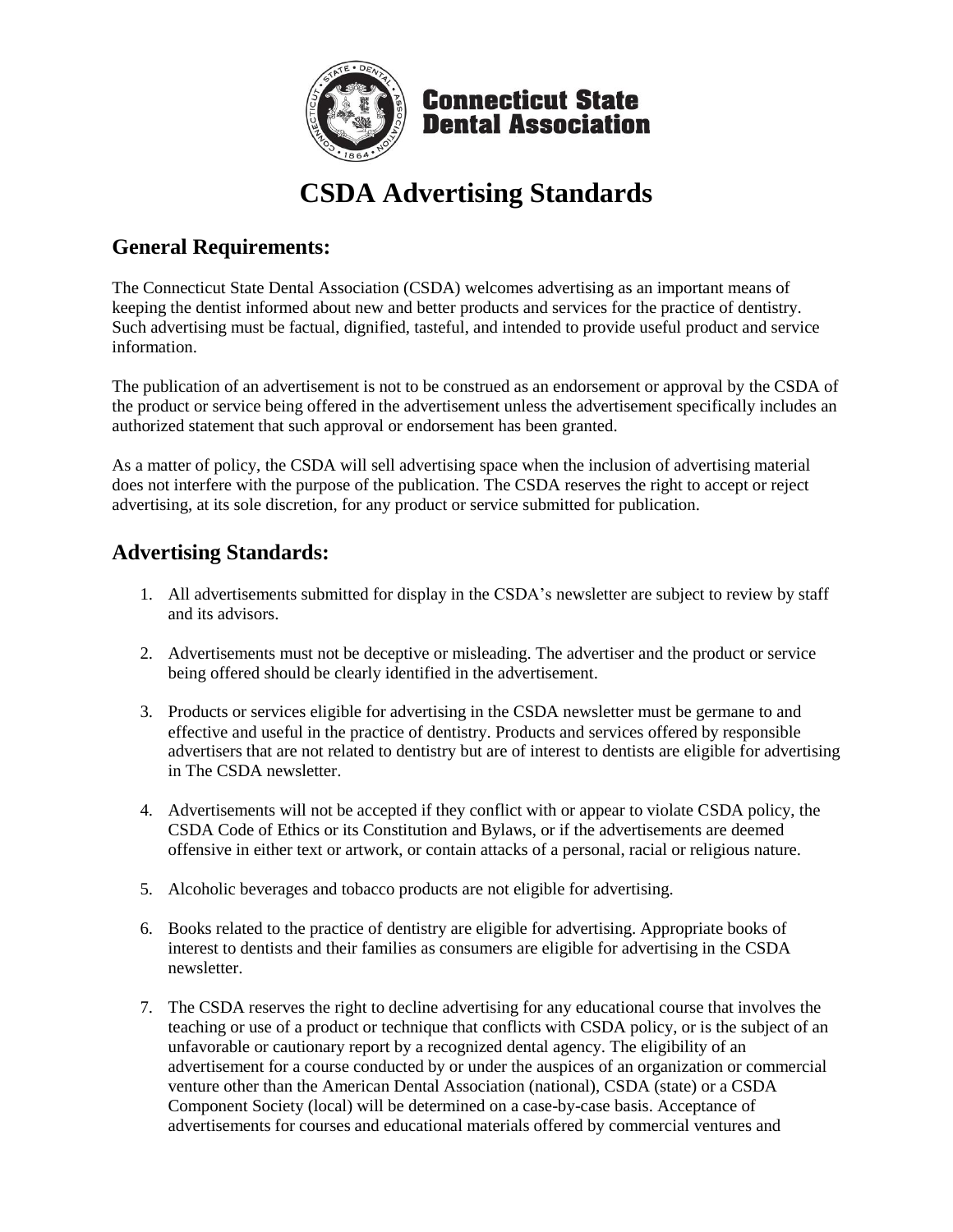**Connecticut State Dental Association**

# CSDA Advertising Standards

## General Requirements:

The Connecticut State Dental Association (CSDA) welcomes advertising as an important means of keeping the dentist informed about new and better products and services for the practice of dentistry. Such advertising must be factual, dignified, tasteful, and intended to provide useful product and service information.

The publication of an advertisement is not to be construed as an endorsement or approval by the CSDA of the product or service being offered in the advertisement unless the advertisement specifically includes an authorized statement that such approval or endorsement has been granted.

As a matter of policy, the CSDA will sell advertising space when the inclusion of advertising material does not interfere with the purpose of the publication. The CSDA reserves the right to accept or reject advertising, at its sole discretion, for any product or service submitted for publication.

## Advertising Standards:

1. All advertisements submitted for display in the CSDA's newsletter are subject to review by staff and its advisors.

2. Advertisements must not be deceptive or misleading. The advertiser and the product or service being offered should be clearly identified in the advertisement.

3. Products or services eligible for advertising in the CSDA newsletter must be germane to and effective and useful in the practice of dentistry. Products and services offered by responsible advertisers that are not related to dentistry but are of interest to dentists are eligible for advertising in The CSDA newsletter.

4. Advertisements will not be accepted if they conflict with or appear to violate CSDA policy, the CSDA Code of Ethics or its Constitution and Bylaws, or if the advertisements are deemed offensive in either text or artwork, or contain attacks of a personal, racial or religious nature.

5. Alcoholic beverages and tobacco products are not eligible for advertising.

6. Books related to the practice of dentistry are eligible for advertising. Appropriate books of interest to dentists and their families as consumers are eligible for advertising in the CSDA newsletter.

7. The CSDA reserves the right to decline advertising for any educational course that involves the teaching or use of a product or technique that conflicts with CSDA policy, or is the subject of an unfavorable or cautionary report by a recognized dental agency. The eligibility of an advertisement for a course conducted by or under the auspices of an organization or commercial venture other than the American Dental Association (national), CSDA (state) or a CSDA Component Society (local) will be determined on a case-by-case basis. Acceptance of advertisements for courses and educational materials offered by commercial ventures and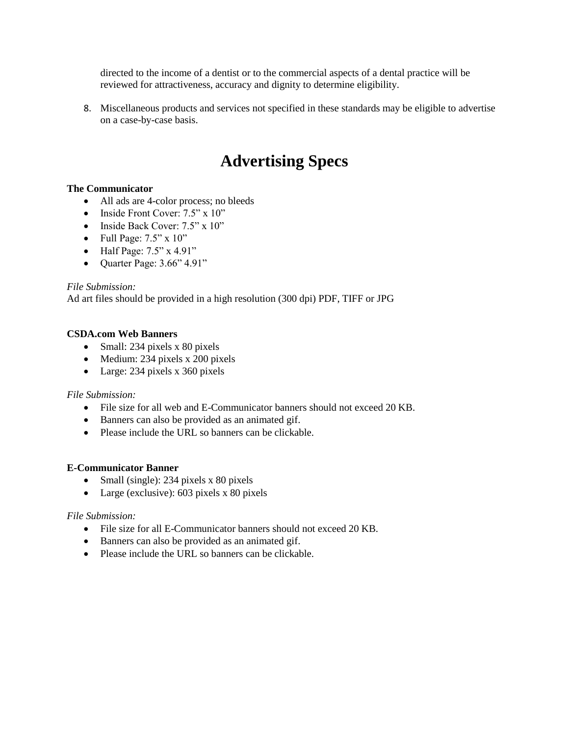directed to the income of a dentist or to the commercial aspects of a dental practice will be reviewed for attractiveness, accuracy and dignity to determine eligibility.

8. Miscellaneous products and services not specified in these standards may be eligible to advertise on a case-by-case basis.

# Advertising Specs

**The Communicator**

- All ads are 4-color process; no bleeds
- Inside Front Cover: 7.5" x 10"
- Inside Back Cover: 7.5" x 10"
- Full Page: 7.5" x 10"
- Half Page: 7.5" x 4.91"
- Quarter Page: 3.66" 4.91"

*File Submission:*
Ad art files should be provided in a high resolution (300 dpi) PDF, TIFF or JPG

**CSDA.com Web Banners**

- Small: 234 pixels x 80 pixels
- Medium: 234 pixels x 200 pixels
- Large: 234 pixels x 360 pixels

*File Submission:*

- File size for all web and E-Communicator banners should not exceed 20 KB.
- Banners can also be provided as an animated gif.
- Please include the URL so banners can be clickable.

**E-Communicator Banner**

- Small (single): 234 pixels x 80 pixels
- Large (exclusive): 603 pixels x 80 pixels

*File Submission:*

- File size for all E-Communicator banners should not exceed 20 KB.
- Banners can also be provided as an animated gif.
- Please include the URL so banners can be clickable.